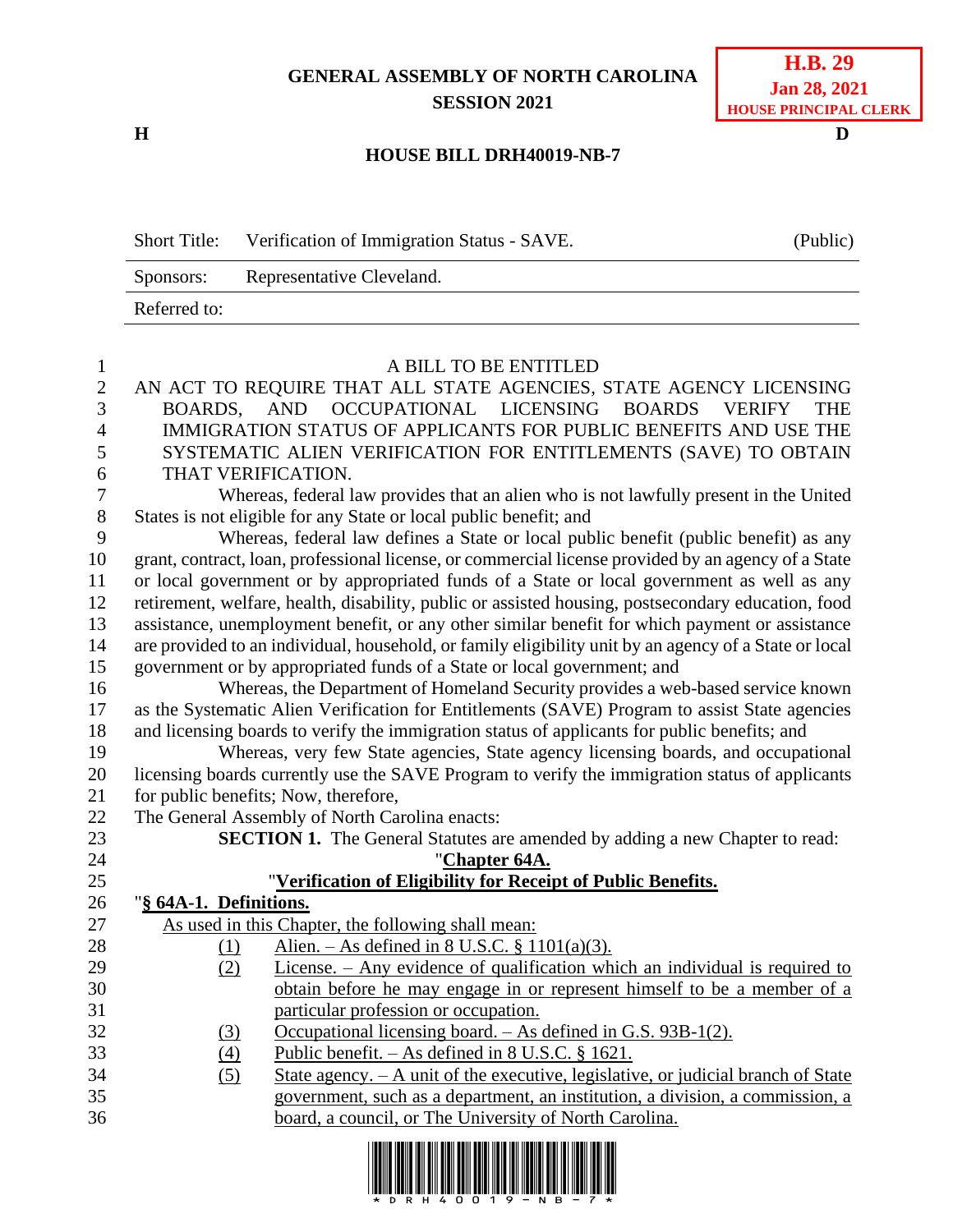**GENERAL ASSEMBLY OF NORTH CAROLINA**
**SESSION 2021**

**H.B. 29**
**Jan 28, 2021**
**HOUSE PRINCIPAL CLERK**

**H** **D**

**HOUSE BILL DRH40019-NB-7**

| Short Title: | Verification of Immigration Status - SAVE. | (Public) |
|---|---|---|
| Sponsors: | Representative Cleveland. | |
| Referred to: | | |

A BILL TO BE ENTITLED

AN ACT TO REQUIRE THAT ALL STATE AGENCIES, STATE AGENCY LICENSING BOARDS, AND OCCUPATIONAL LICENSING BOARDS VERIFY THE IMMIGRATION STATUS OF APPLICANTS FOR PUBLIC BENEFITS AND USE THE SYSTEMATIC ALIEN VERIFICATION FOR ENTITLEMENTS (SAVE) TO OBTAIN THAT VERIFICATION.

Whereas, federal law provides that an alien who is not lawfully present in the United States is not eligible for any State or local public benefit; and

Whereas, federal law defines a State or local public benefit (public benefit) as any grant, contract, loan, professional license, or commercial license provided by an agency of a State or local government or by appropriated funds of a State or local government as well as any retirement, welfare, health, disability, public or assisted housing, postsecondary education, food assistance, unemployment benefit, or any other similar benefit for which payment or assistance are provided to an individual, household, or family eligibility unit by an agency of a State or local government or by appropriated funds of a State or local government; and

Whereas, the Department of Homeland Security provides a web-based service known as the Systematic Alien Verification for Entitlements (SAVE) Program to assist State agencies and licensing boards to verify the immigration status of applicants for public benefits; and

Whereas, very few State agencies, State agency licensing boards, and occupational licensing boards currently use the SAVE Program to verify the immigration status of applicants for public benefits; Now, therefore,

The General Assembly of North Carolina enacts:

**SECTION 1.** The General Statutes are amended by adding a new Chapter to read:

"**Chapter 64A.**

"**Verification of Eligibility for Receipt of Public Benefits.**

"**§ 64A-1. Definitions.**

As used in this Chapter, the following shall mean:

(1) Alien. – As defined in 8 U.S.C. § 1101(a)(3).

(2) License. – Any evidence of qualification which an individual is required to obtain before he may engage in or represent himself to be a member of a particular profession or occupation.

(3) Occupational licensing board. – As defined in G.S. 93B-1(2).

(4) Public benefit. – As defined in 8 U.S.C. § 1621.

(5) State agency. – A unit of the executive, legislative, or judicial branch of State government, such as a department, an institution, a division, a commission, a board, a council, or The University of North Carolina.

\* D R H 4 0 0 1 9 - N B - 7 \*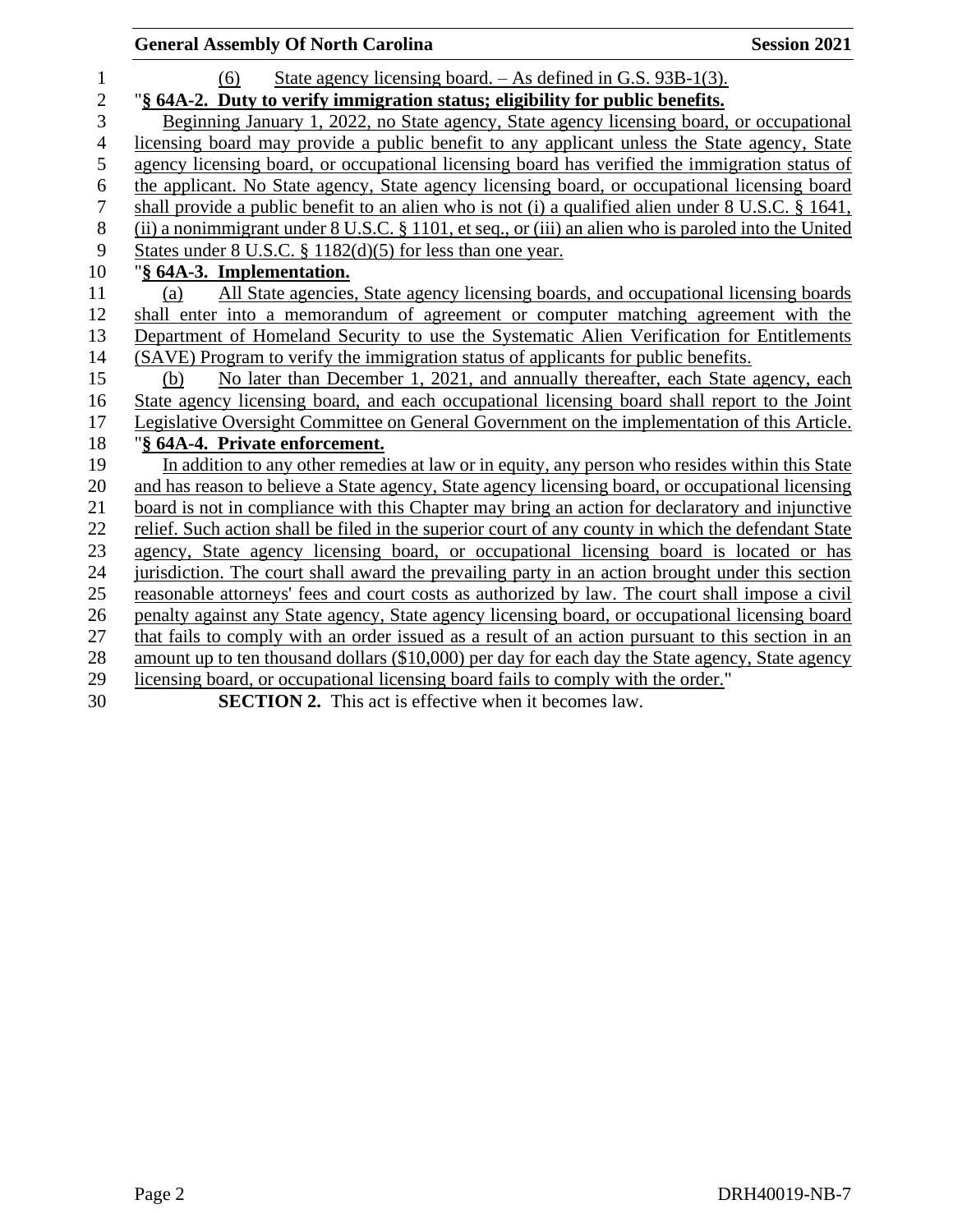(6) State agency licensing board. – As defined in G.S. 93B-1(3).

"**§ 64A-2. Duty to verify immigration status; eligibility for public benefits.**

Beginning January 1, 2022, no State agency, State agency licensing board, or occupational licensing board may provide a public benefit to any applicant unless the State agency, State agency licensing board, or occupational licensing board has verified the immigration status of the applicant. No State agency, State agency licensing board, or occupational licensing board shall provide a public benefit to an alien who is not (i) a qualified alien under 8 U.S.C. § 1641, (ii) a nonimmigrant under 8 U.S.C. § 1101, et seq., or (iii) an alien who is paroled into the United States under 8 U.S.C. § 1182(d)(5) for less than one year.

"**§ 64A-3. Implementation.**

(a) All State agencies, State agency licensing boards, and occupational licensing boards shall enter into a memorandum of agreement or computer matching agreement with the Department of Homeland Security to use the Systematic Alien Verification for Entitlements (SAVE) Program to verify the immigration status of applicants for public benefits.

(b) No later than December 1, 2021, and annually thereafter, each State agency, each State agency licensing board, and each occupational licensing board shall report to the Joint Legislative Oversight Committee on General Government on the implementation of this Article.

"**§ 64A-4. Private enforcement.**

In addition to any other remedies at law or in equity, any person who resides within this State and has reason to believe a State agency, State agency licensing board, or occupational licensing board is not in compliance with this Chapter may bring an action for declaratory and injunctive relief. Such action shall be filed in the superior court of any county in which the defendant State agency, State agency licensing board, or occupational licensing board is located or has jurisdiction. The court shall award the prevailing party in an action brought under this section reasonable attorneys' fees and court costs as authorized by law. The court shall impose a civil penalty against any State agency, State agency licensing board, or occupational licensing board that fails to comply with an order issued as a result of an action pursuant to this section in an amount up to ten thousand dollars ($10,000) per day for each day the State agency, State agency licensing board, or occupational licensing board fails to comply with the order."

**SECTION 2.** This act is effective when it becomes law.